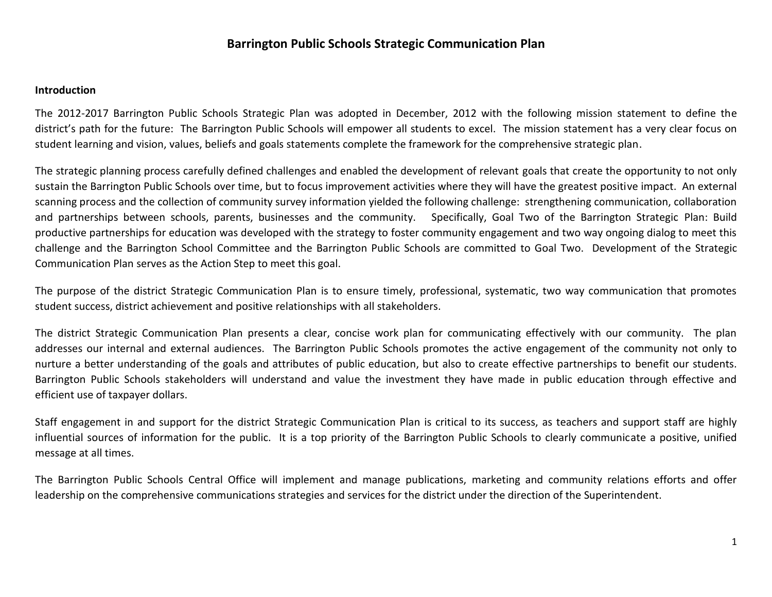# Barrington Public Schools Strategic Communication Plan

**Introduction**

The 2012-2017 Barrington Public Schools Strategic Plan was adopted in December, 2012 with the following mission statement to define the district's path for the future: The Barrington Public Schools will empower all students to excel. The mission statement has a very clear focus on student learning and vision, values, beliefs and goals statements complete the framework for the comprehensive strategic plan.

The strategic planning process carefully defined challenges and enabled the development of relevant goals that create the opportunity to not only sustain the Barrington Public Schools over time, but to focus improvement activities where they will have the greatest positive impact. An external scanning process and the collection of community survey information yielded the following challenge: strengthening communication, collaboration and partnerships between schools, parents, businesses and the community. Specifically, Goal Two of the Barrington Strategic Plan: Build productive partnerships for education was developed with the strategy to foster community engagement and two way ongoing dialog to meet this challenge and the Barrington School Committee and the Barrington Public Schools are committed to Goal Two. Development of the Strategic Communication Plan serves as the Action Step to meet this goal.

The purpose of the district Strategic Communication Plan is to ensure timely, professional, systematic, two way communication that promotes student success, district achievement and positive relationships with all stakeholders.

The district Strategic Communication Plan presents a clear, concise work plan for communicating effectively with our community. The plan addresses our internal and external audiences. The Barrington Public Schools promotes the active engagement of the community not only to nurture a better understanding of the goals and attributes of public education, but also to create effective partnerships to benefit our students. Barrington Public Schools stakeholders will understand and value the investment they have made in public education through effective and efficient use of taxpayer dollars.

Staff engagement in and support for the district Strategic Communication Plan is critical to its success, as teachers and support staff are highly influential sources of information for the public. It is a top priority of the Barrington Public Schools to clearly communicate a positive, unified message at all times.

The Barrington Public Schools Central Office will implement and manage publications, marketing and community relations efforts and offer leadership on the comprehensive communications strategies and services for the district under the direction of the Superintendent.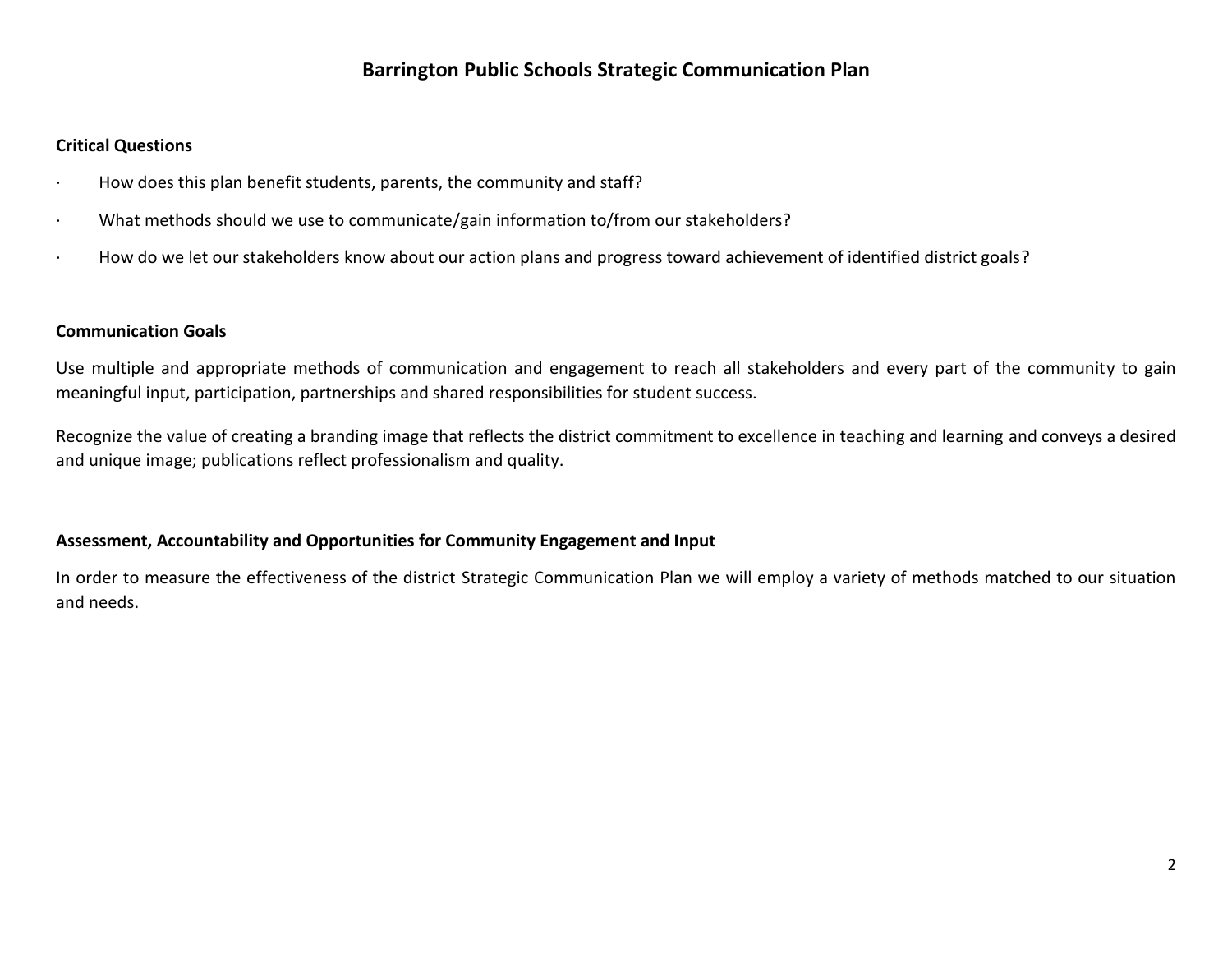# Barrington Public Schools Strategic Communication Plan

**Critical Questions**

- How does this plan benefit students, parents, the community and staff?
- What methods should we use to communicate/gain information to/from our stakeholders?
- How do we let our stakeholders know about our action plans and progress toward achievement of identified district goals?

**Communication Goals**

Use multiple and appropriate methods of communication and engagement to reach all stakeholders and every part of the community to gain meaningful input, participation, partnerships and shared responsibilities for student success.

Recognize the value of creating a branding image that reflects the district commitment to excellence in teaching and learning and conveys a desired and unique image; publications reflect professionalism and quality.

**Assessment, Accountability and Opportunities for Community Engagement and Input**

In order to measure the effectiveness of the district Strategic Communication Plan we will employ a variety of methods matched to our situation and needs.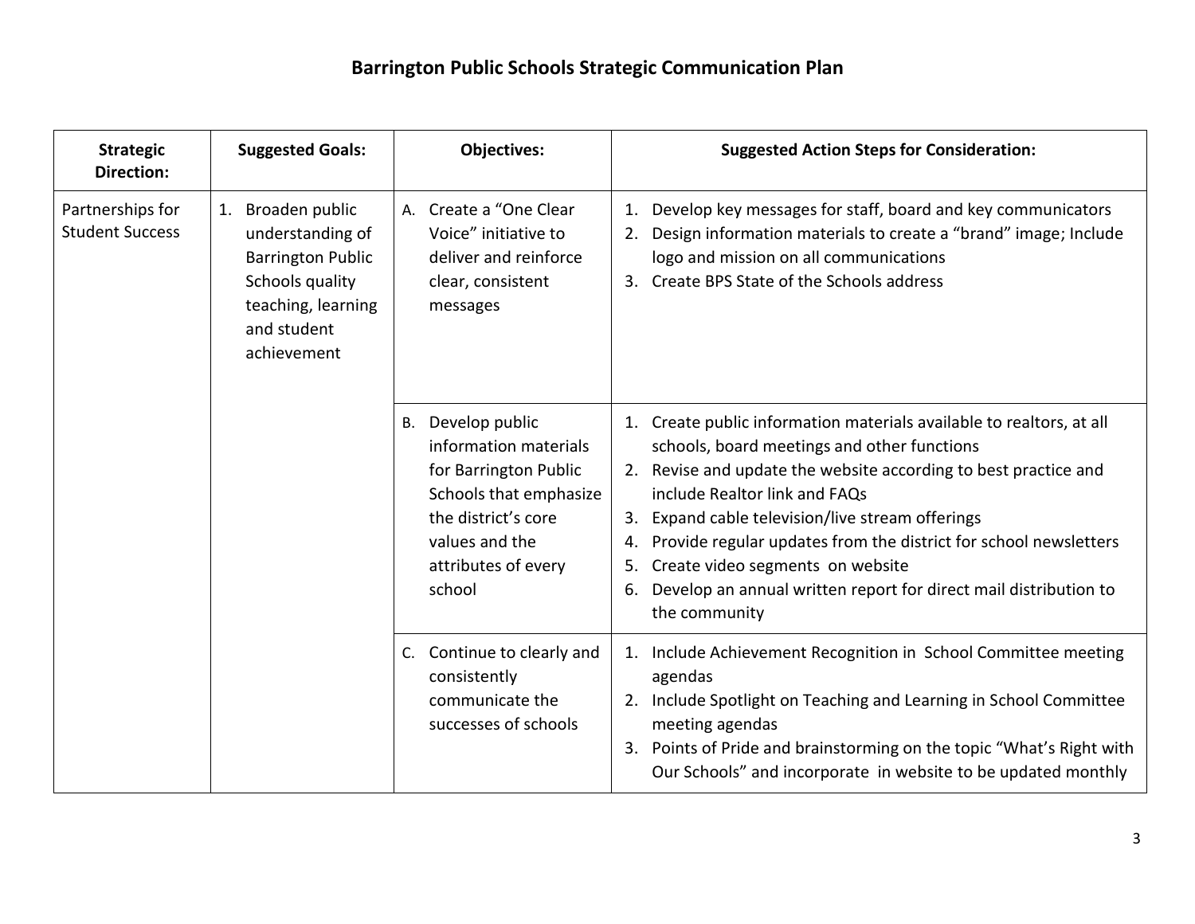# Barrington Public Schools Strategic Communication Plan

| Strategic Direction: | Suggested Goals: | Objectives: | Suggested Action Steps for Consideration: |
|---|---|---|---|
| Partnerships for Student Success | 1. Broaden public understanding of Barrington Public Schools quality teaching, learning and student achievement | A. Create a "One Clear Voice" initiative to deliver and reinforce clear, consistent messages | 1. Develop key messages for staff, board and key communicators<br>2. Design information materials to create a "brand" image; Include logo and mission on all communications<br>3. Create BPS State of the Schools address |
| | | B. Develop public information materials for Barrington Public Schools that emphasize the district's core values and the attributes of every school | 1. Create public information materials available to realtors, at all schools, board meetings and other functions<br>2. Revise and update the website according to best practice and include Realtor link and FAQs<br>3. Expand cable television/live stream offerings<br>4. Provide regular updates from the district for school newsletters<br>5. Create video segments on website<br>6. Develop an annual written report for direct mail distribution to the community |
| | | C. Continue to clearly and consistently communicate the successes of schools | 1. Include Achievement Recognition in School Committee meeting agendas<br>2. Include Spotlight on Teaching and Learning in School Committee meeting agendas<br>3. Points of Pride and brainstorming on the topic "What's Right with Our Schools" and incorporate in website to be updated monthly |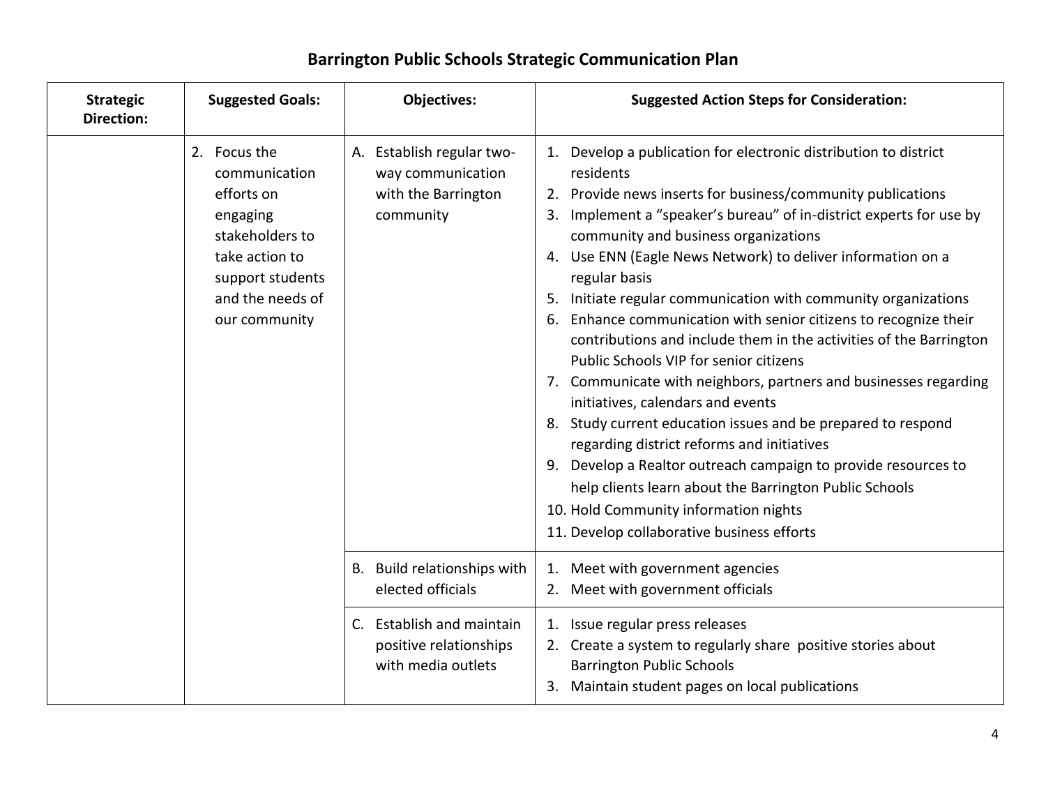# Barrington Public Schools Strategic Communication Plan

| Strategic Direction: | Suggested Goals: | Objectives: | Suggested Action Steps for Consideration: |
|---|---|---|---|
| | 2. Focus the communication efforts on engaging stakeholders to take action to support students and the needs of our community | A. Establish regular two-way communication with the Barrington community | 1. Develop a publication for electronic distribution to district residents<br>2. Provide news inserts for business/community publications<br>3. Implement a "speaker's bureau" of in-district experts for use by community and business organizations<br>4. Use ENN (Eagle News Network) to deliver information on a regular basis<br>5. Initiate regular communication with community organizations<br>6. Enhance communication with senior citizens to recognize their contributions and include them in the activities of the Barrington Public Schools VIP for senior citizens<br>7. Communicate with neighbors, partners and businesses regarding initiatives, calendars and events<br>8. Study current education issues and be prepared to respond regarding district reforms and initiatives<br>9. Develop a Realtor outreach campaign to provide resources to help clients learn about the Barrington Public Schools<br>10. Hold Community information nights<br>11. Develop collaborative business efforts |
| | | B. Build relationships with elected officials | 1. Meet with government agencies<br>2. Meet with government officials |
| | | C. Establish and maintain positive relationships with media outlets | 1. Issue regular press releases<br>2. Create a system to regularly share positive stories about Barrington Public Schools<br>3. Maintain student pages on local publications |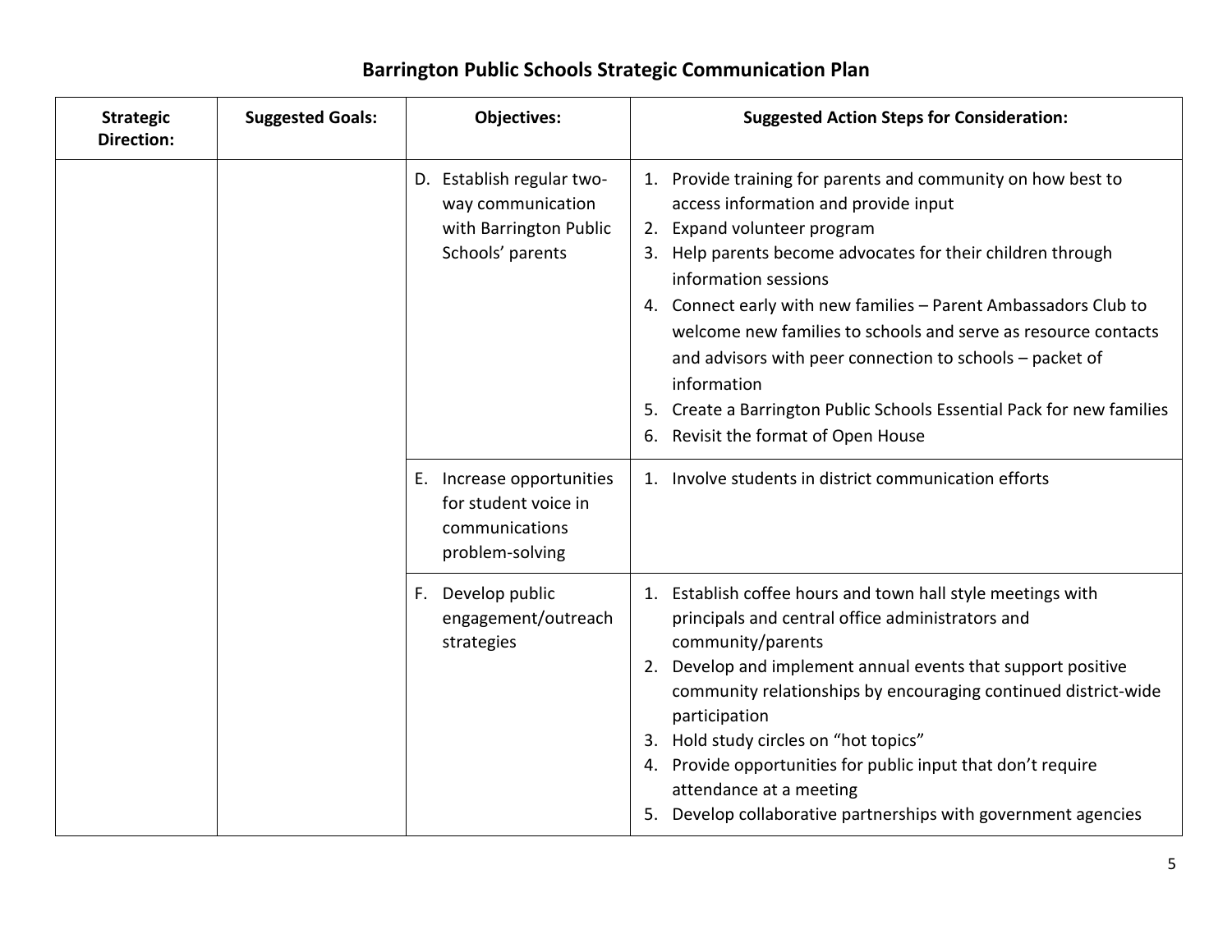# Barrington Public Schools Strategic Communication Plan

| Strategic Direction: | Suggested Goals: | Objectives: | Suggested Action Steps for Consideration: |
|---|---|---|---|
| | | D. Establish regular two-way communication with Barrington Public Schools' parents | 1. Provide training for parents and community on how best to access information and provide input<br>2. Expand volunteer program<br>3. Help parents become advocates for their children through information sessions<br>4. Connect early with new families – Parent Ambassadors Club to welcome new families to schools and serve as resource contacts and advisors with peer connection to schools – packet of information<br>5. Create a Barrington Public Schools Essential Pack for new families<br>6. Revisit the format of Open House |
| | | E. Increase opportunities for student voice in communications problem-solving | 1. Involve students in district communication efforts |
| | | F. Develop public engagement/outreach strategies | 1. Establish coffee hours and town hall style meetings with principals and central office administrators and community/parents<br>2. Develop and implement annual events that support positive community relationships by encouraging continued district-wide participation<br>3. Hold study circles on "hot topics"<br>4. Provide opportunities for public input that don't require attendance at a meeting<br>5. Develop collaborative partnerships with government agencies |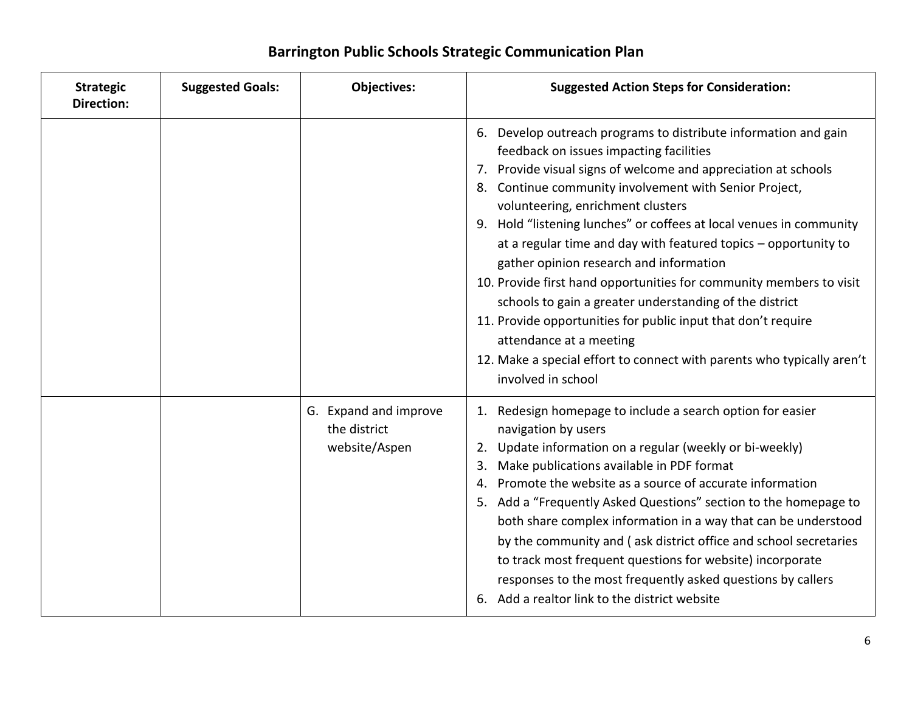## Barrington Public Schools Strategic Communication Plan

| Strategic Direction: | Suggested Goals: | Objectives: | Suggested Action Steps for Consideration: |
| --- | --- | --- | --- |
| | | | 6. Develop outreach programs to distribute information and gain feedback on issues impacting facilities<br>7. Provide visual signs of welcome and appreciation at schools<br>8. Continue community involvement with Senior Project, volunteering, enrichment clusters<br>9. Hold "listening lunches" or coffees at local venues in community at a regular time and day with featured topics – opportunity to gather opinion research and information<br>10. Provide first hand opportunities for community members to visit schools to gain a greater understanding of the district<br>11. Provide opportunities for public input that don't require attendance at a meeting<br>12. Make a special effort to connect with parents who typically aren't involved in school |
| | | G. Expand and improve the district website/Aspen | 1. Redesign homepage to include a search option for easier navigation by users<br>2. Update information on a regular (weekly or bi-weekly)<br>3. Make publications available in PDF format<br>4. Promote the website as a source of accurate information<br>5. Add a "Frequently Asked Questions" section to the homepage to both share complex information in a way that can be understood by the community and ( ask district office and school secretaries to track most frequent questions for website) incorporate responses to the most frequently asked questions by callers<br>6. Add a realtor link to the district website |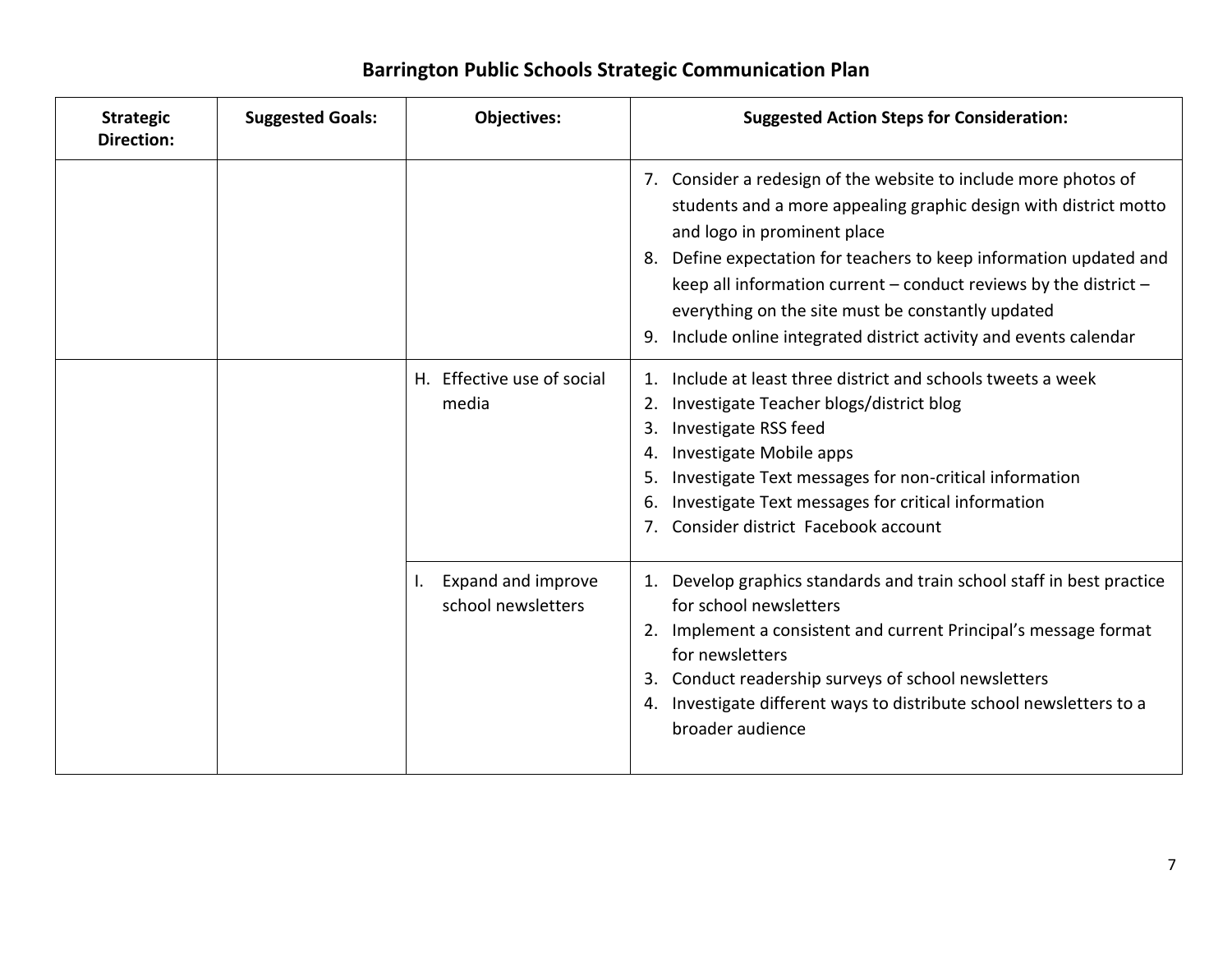# Barrington Public Schools Strategic Communication Plan

| Strategic Direction: | Suggested Goals: | Objectives: | Suggested Action Steps for Consideration: |
|---|---|---|---|
| | | | 7. Consider a redesign of the website to include more photos of students and a more appealing graphic design with district motto and logo in prominent place<br>8. Define expectation for teachers to keep information updated and keep all information current – conduct reviews by the district – everything on the site must be constantly updated<br>9. Include online integrated district activity and events calendar |
| | | H. Effective use of social media | 1. Include at least three district and schools tweets a week<br>2. Investigate Teacher blogs/district blog<br>3. Investigate RSS feed<br>4. Investigate Mobile apps<br>5. Investigate Text messages for non-critical information<br>6. Investigate Text messages for critical information<br>7. Consider district Facebook account |
| | | I. Expand and improve school newsletters | 1. Develop graphics standards and train school staff in best practice for school newsletters<br>2. Implement a consistent and current Principal's message format for newsletters<br>3. Conduct readership surveys of school newsletters<br>4. Investigate different ways to distribute school newsletters to a broader audience |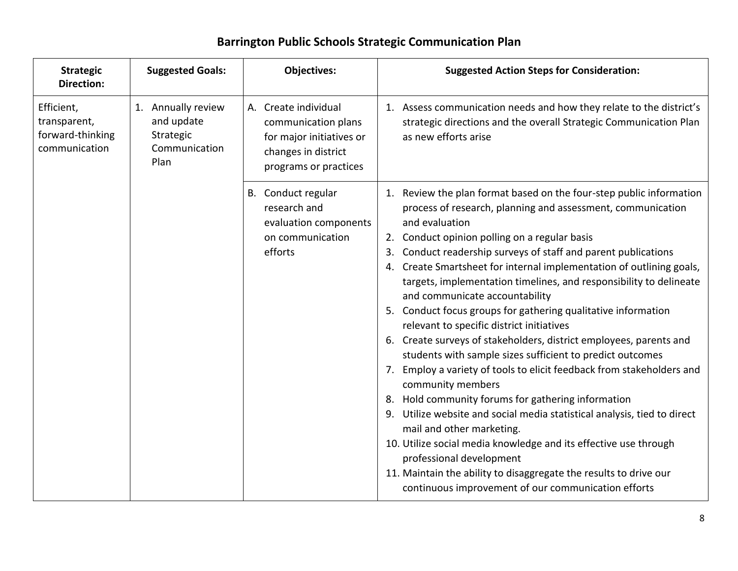# Barrington Public Schools Strategic Communication Plan

| Strategic Direction: | Suggested Goals: | Objectives: | Suggested Action Steps for Consideration: |
|---|---|---|---|
| Efficient, transparent, forward-thinking communication | 1. Annually review and update Strategic Communication Plan | A. Create individual communication plans for major initiatives or changes in district programs or practices | 1. Assess communication needs and how they relate to the district's strategic directions and the overall Strategic Communication Plan as new efforts arise |
| | | B. Conduct regular research and evaluation components on communication efforts | 1. Review the plan format based on the four-step public information process of research, planning and assessment, communication and evaluation<br>2. Conduct opinion polling on a regular basis<br>3. Conduct readership surveys of staff and parent publications<br>4. Create Smartsheet for internal implementation of outlining goals, targets, implementation timelines, and responsibility to delineate and communicate accountability<br>5. Conduct focus groups for gathering qualitative information relevant to specific district initiatives<br>6. Create surveys of stakeholders, district employees, parents and students with sample sizes sufficient to predict outcomes<br>7. Employ a variety of tools to elicit feedback from stakeholders and community members<br>8. Hold community forums for gathering information<br>9. Utilize website and social media statistical analysis, tied to direct mail and other marketing.<br>10. Utilize social media knowledge and its effective use through professional development<br>11. Maintain the ability to disaggregate the results to drive our continuous improvement of our communication efforts |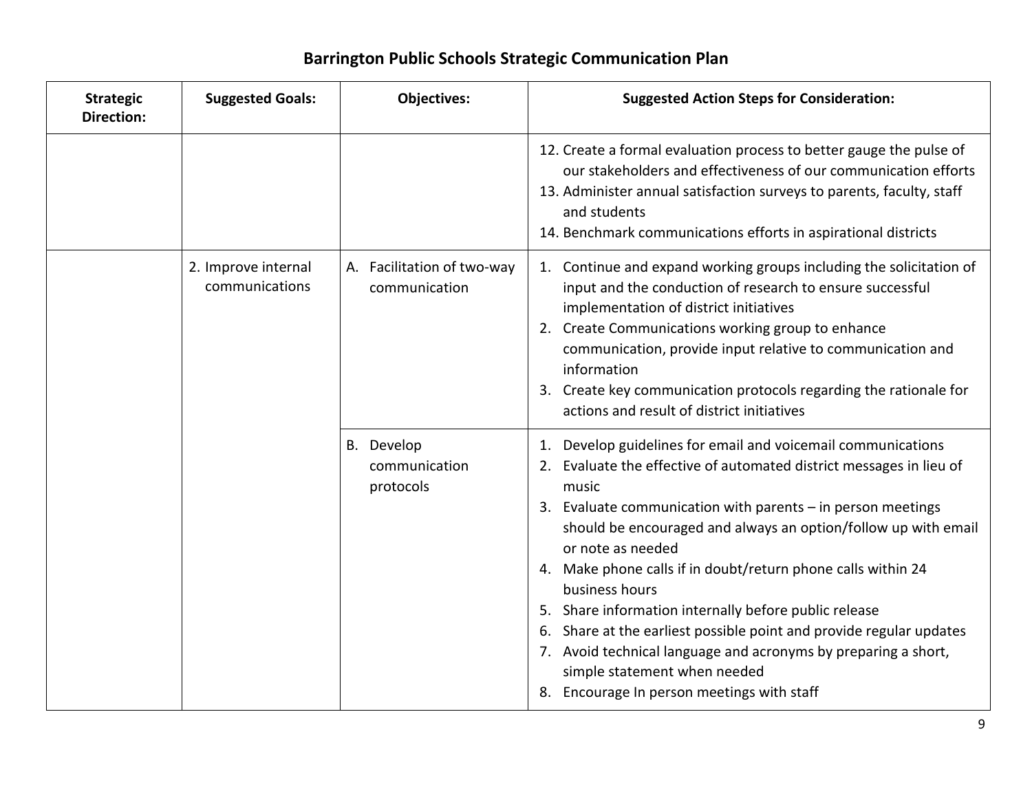# Barrington Public Schools Strategic Communication Plan

| Strategic Direction: | Suggested Goals: | Objectives: | Suggested Action Steps for Consideration: |
|---|---|---|---|
| | | | 12. Create a formal evaluation process to better gauge the pulse of our stakeholders and effectiveness of our communication efforts<br>13. Administer annual satisfaction surveys to parents, faculty, staff and students<br>14. Benchmark communications efforts in aspirational districts |
| | 2. Improve internal communications | A. Facilitation of two-way communication | 1. Continue and expand working groups including the solicitation of input and the conduction of research to ensure successful implementation of district initiatives<br>2. Create Communications working group to enhance communication, provide input relative to communication and information<br>3. Create key communication protocols regarding the rationale for actions and result of district initiatives |
| | | B. Develop communication protocols | 1. Develop guidelines for email and voicemail communications<br>2. Evaluate the effective of automated district messages in lieu of music<br>3. Evaluate communication with parents – in person meetings should be encouraged and always an option/follow up with email or note as needed<br>4. Make phone calls if in doubt/return phone calls within 24 business hours<br>5. Share information internally before public release<br>6. Share at the earliest possible point and provide regular updates<br>7. Avoid technical language and acronyms by preparing a short, simple statement when needed<br>8. Encourage In person meetings with staff |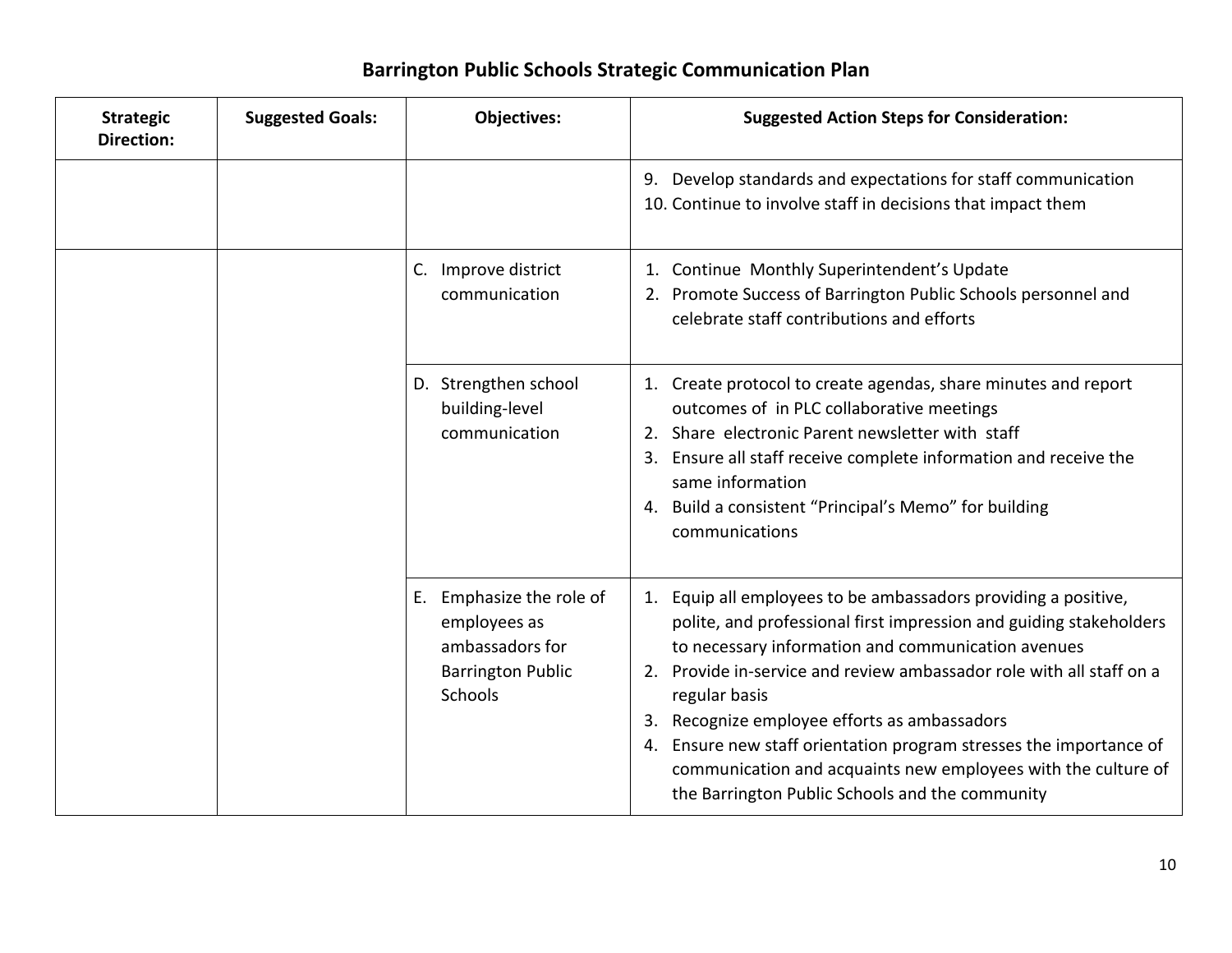# Barrington Public Schools Strategic Communication Plan

| Strategic Direction: | Suggested Goals: | Objectives: | Suggested Action Steps for Consideration: |
|---|---|---|---|
| | | | 9. Develop standards and expectations for staff communication<br>10. Continue to involve staff in decisions that impact them |
| | | C. Improve district communication | 1. Continue Monthly Superintendent's Update<br>2. Promote Success of Barrington Public Schools personnel and celebrate staff contributions and efforts |
| | | D. Strengthen school building-level communication | 1. Create protocol to create agendas, share minutes and report outcomes of in PLC collaborative meetings<br>2. Share electronic Parent newsletter with staff<br>3. Ensure all staff receive complete information and receive the same information<br>4. Build a consistent "Principal's Memo" for building communications |
| | | E. Emphasize the role of employees as ambassadors for Barrington Public Schools | 1. Equip all employees to be ambassadors providing a positive, polite, and professional first impression and guiding stakeholders to necessary information and communication avenues<br>2. Provide in-service and review ambassador role with all staff on a regular basis<br>3. Recognize employee efforts as ambassadors<br>4. Ensure new staff orientation program stresses the importance of communication and acquaints new employees with the culture of the Barrington Public Schools and the community |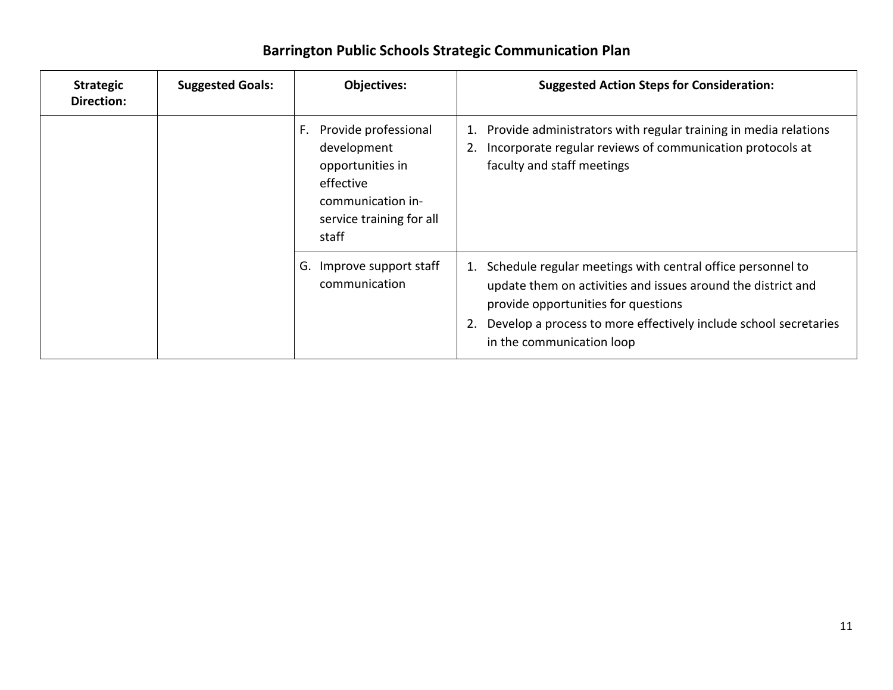# Barrington Public Schools Strategic Communication Plan

| Strategic Direction: | Suggested Goals: | Objectives: | Suggested Action Steps for Consideration: |
|---|---|---|---|
| | | F. Provide professional development opportunities in effective communication in-service training for all staff | 1. Provide administrators with regular training in media relations<br>2. Incorporate regular reviews of communication protocols at faculty and staff meetings |
| | | G. Improve support staff communication | 1. Schedule regular meetings with central office personnel to update them on activities and issues around the district and provide opportunities for questions<br>2. Develop a process to more effectively include school secretaries in the communication loop |